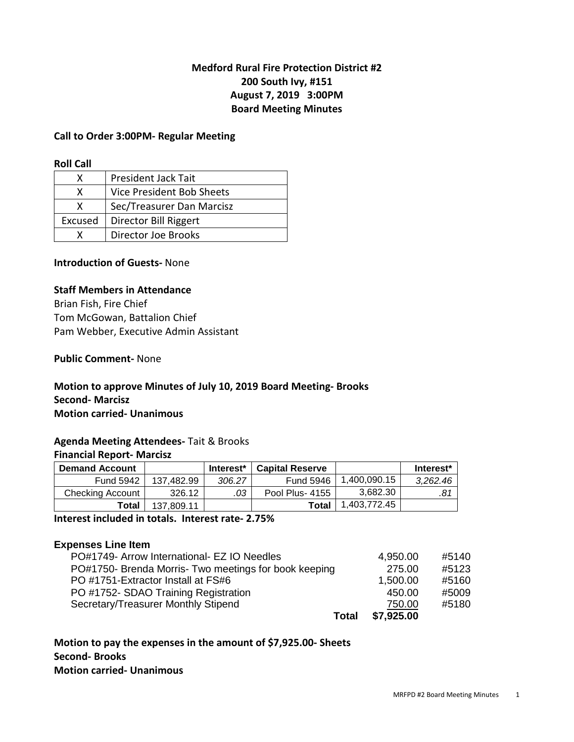# Medford Rural Fire Protection District #2
## 200 South Ivy, #151
## August 7, 2019 3:00PM
## Board Meeting Minutes

**Call to Order 3:00PM- Regular Meeting**

**Roll Call**

| | |
|---|---|
| X | President Jack Tait |
| X | Vice President Bob Sheets |
| X | Sec/Treasurer Dan Marcisz |
| Excused | Director Bill Riggert |
| X | Director Joe Brooks |

**Introduction of Guests-** None

**Staff Members in Attendance**
Brian Fish, Fire Chief
Tom McGowan, Battalion Chief
Pam Webber, Executive Admin Assistant

**Public Comment-** None

**Motion to approve Minutes of July 10, 2019 Board Meeting- Brooks**
**Second- Marcisz**
**Motion carried- Unanimous**

**Agenda Meeting Attendees-** Tait & Brooks
**Financial Report- Marcisz**

| Demand Account | | Interest* | Capital Reserve | | Interest* |
|---|---|---|---|---|---|
| Fund 5942 | 137,482.99 | *306.27* | Fund 5946 | 1,400,090.15 | *3,262.46* |
| Checking Account | 326.12 | *.03* | Pool Plus- 4155 | 3,682.30 | *.81* |
| **Total** | 137,809.11 | | **Total** | 1,403,772.45 | |

**Interest included in totals. Interest rate- 2.75%**

**Expenses Line Item**

| | | |
|---|---|---|
| PO#1749- Arrow International- EZ IO Needles | 4,950.00 | #5140 |
| PO#1750- Brenda Morris- Two meetings for book keeping | 275.00 | #5123 |
| PO #1751-Extractor Install at FS#6 | 1,500.00 | #5160 |
| PO #1752- SDAO Training Registration | 450.00 | #5009 |
| Secretary/Treasurer Monthly Stipend | 750.00 | #5180 |
| **Total** | **$7,925.00** | |

**Motion to pay the expenses in the amount of $7,925.00- Sheets**
**Second- Brooks**
**Motion carried- Unanimous**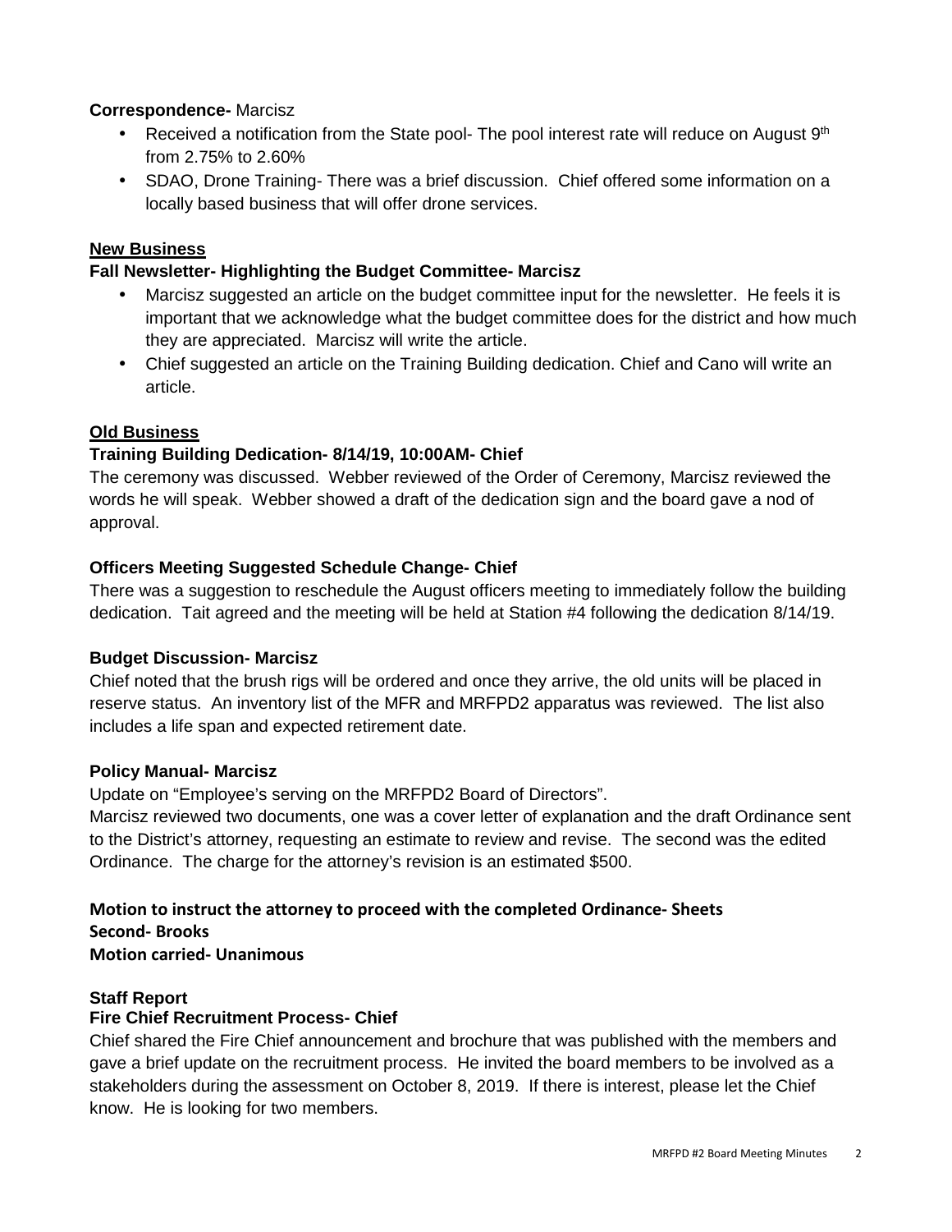**Correspondence-** Marcisz

- Received a notification from the State pool- The pool interest rate will reduce on August 9th from 2.75% to 2.60%
- SDAO, Drone Training- There was a brief discussion. Chief offered some information on a locally based business that will offer drone services.

## New Business

### Fall Newsletter- Highlighting the Budget Committee- Marcisz

- Marcisz suggested an article on the budget committee input for the newsletter. He feels it is important that we acknowledge what the budget committee does for the district and how much they are appreciated. Marcisz will write the article.
- Chief suggested an article on the Training Building dedication. Chief and Cano will write an article.

## Old Business

### Training Building Dedication- 8/14/19, 10:00AM- Chief

The ceremony was discussed. Webber reviewed of the Order of Ceremony, Marcisz reviewed the words he will speak. Webber showed a draft of the dedication sign and the board gave a nod of approval.

### Officers Meeting Suggested Schedule Change- Chief

There was a suggestion to reschedule the August officers meeting to immediately follow the building dedication. Tait agreed and the meeting will be held at Station #4 following the dedication 8/14/19.

### Budget Discussion- Marcisz

Chief noted that the brush rigs will be ordered and once they arrive, the old units will be placed in reserve status. An inventory list of the MFR and MRFPD2 apparatus was reviewed. The list also includes a life span and expected retirement date.

### Policy Manual- Marcisz

Update on "Employee's serving on the MRFPD2 Board of Directors".
Marcisz reviewed two documents, one was a cover letter of explanation and the draft Ordinance sent to the District's attorney, requesting an estimate to review and revise. The second was the edited Ordinance. The charge for the attorney's revision is an estimated $500.

**Motion to instruct the attorney to proceed with the completed Ordinance- Sheets**
**Second- Brooks**
**Motion carried- Unanimous**

## Staff Report

### Fire Chief Recruitment Process- Chief

Chief shared the Fire Chief announcement and brochure that was published with the members and gave a brief update on the recruitment process. He invited the board members to be involved as a stakeholders during the assessment on October 8, 2019. If there is interest, please let the Chief know. He is looking for two members.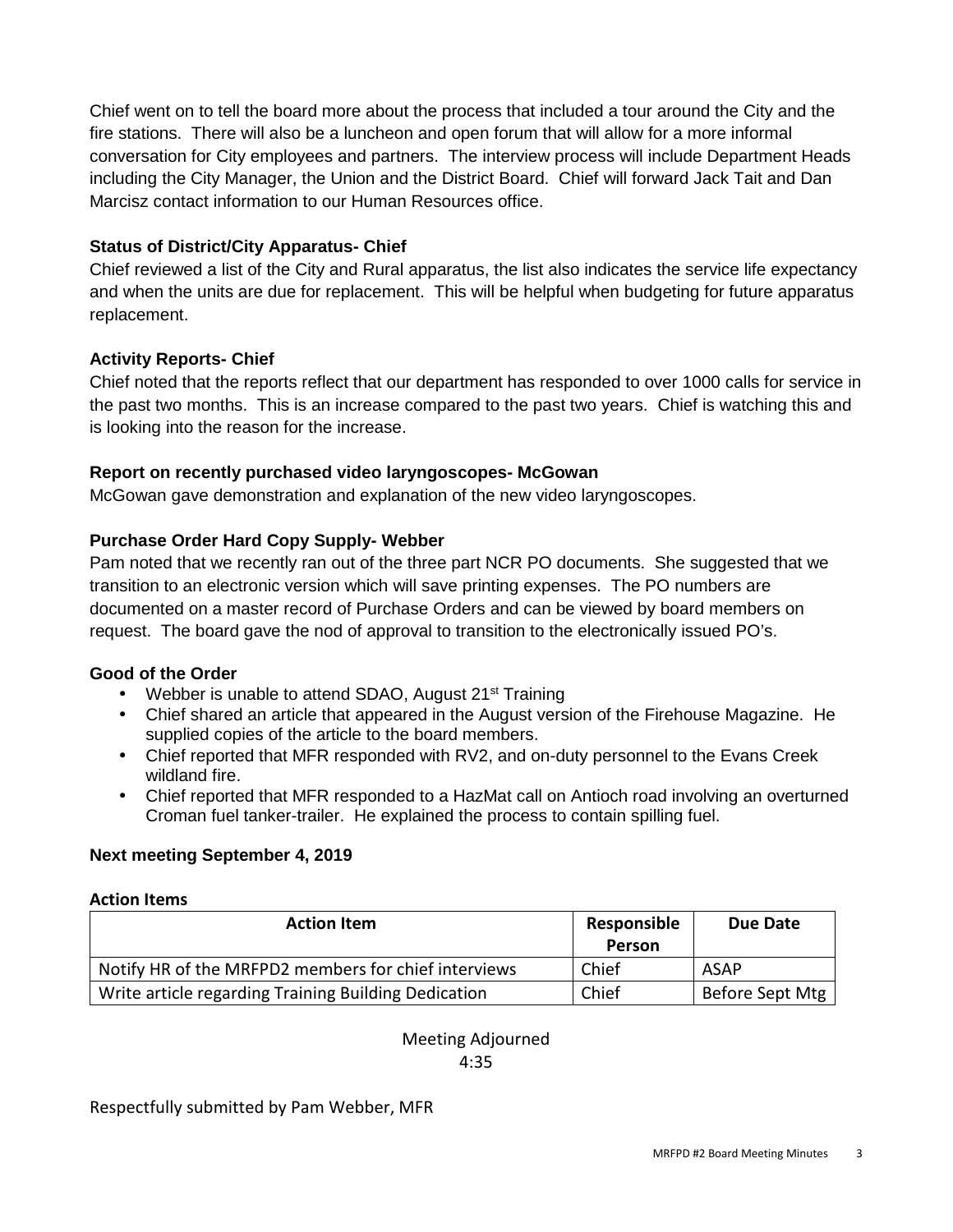Chief went on to tell the board more about the process that included a tour around the City and the fire stations. There will also be a luncheon and open forum that will allow for a more informal conversation for City employees and partners. The interview process will include Department Heads including the City Manager, the Union and the District Board. Chief will forward Jack Tait and Dan Marcisz contact information to our Human Resources office.

**Status of District/City Apparatus- Chief**

Chief reviewed a list of the City and Rural apparatus, the list also indicates the service life expectancy and when the units are due for replacement. This will be helpful when budgeting for future apparatus replacement.

**Activity Reports- Chief**

Chief noted that the reports reflect that our department has responded to over 1000 calls for service in the past two months. This is an increase compared to the past two years. Chief is watching this and is looking into the reason for the increase.

**Report on recently purchased video laryngoscopes- McGowan**

McGowan gave demonstration and explanation of the new video laryngoscopes.

**Purchase Order Hard Copy Supply- Webber**

Pam noted that we recently ran out of the three part NCR PO documents. She suggested that we transition to an electronic version which will save printing expenses. The PO numbers are documented on a master record of Purchase Orders and can be viewed by board members on request. The board gave the nod of approval to transition to the electronically issued PO's.

**Good of the Order**

- Webber is unable to attend SDAO, August 21st Training
- Chief shared an article that appeared in the August version of the Firehouse Magazine. He supplied copies of the article to the board members.
- Chief reported that MFR responded with RV2, and on-duty personnel to the Evans Creek wildland fire.
- Chief reported that MFR responded to a HazMat call on Antioch road involving an overturned Croman fuel tanker-trailer. He explained the process to contain spilling fuel.

**Next meeting September 4, 2019**

**Action Items**

| Action Item | Responsible Person | Due Date |
|---|---|---|
| Notify HR of the MRFPD2 members for chief interviews | Chief | ASAP |
| Write article regarding Training Building Dedication | Chief | Before Sept Mtg |

Meeting Adjourned
4:35

Respectfully submitted by Pam Webber, MFR